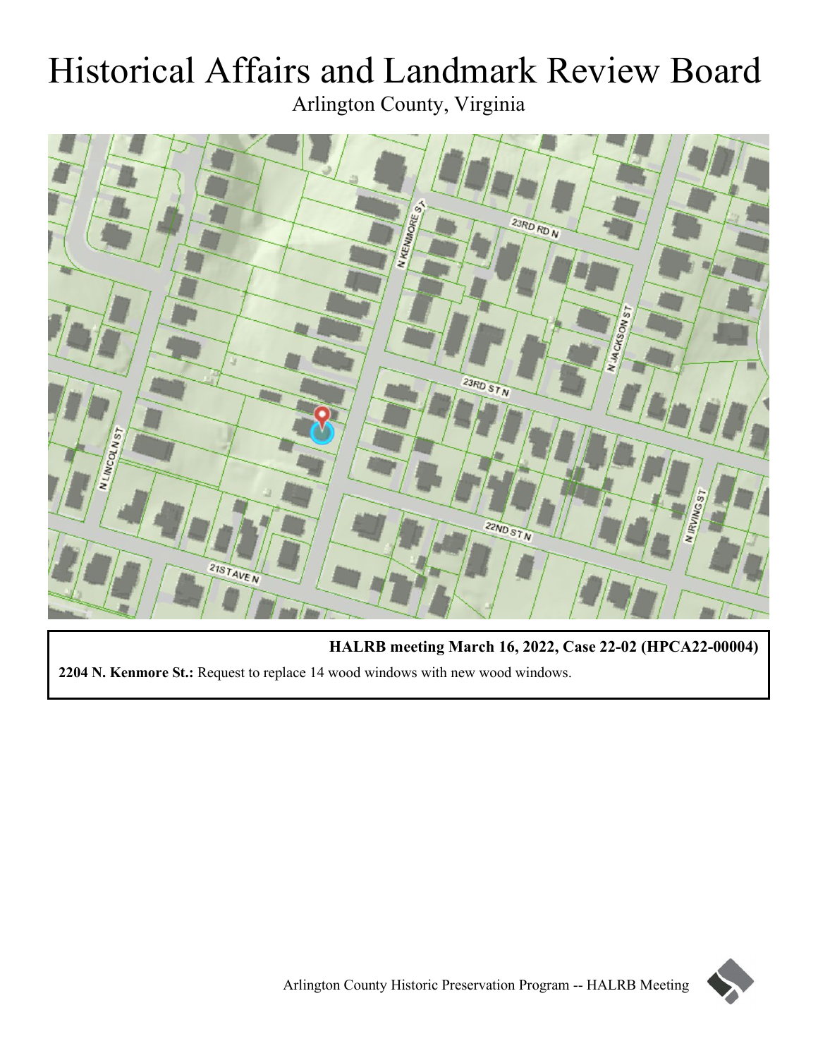# Historical Affairs and Landmark Review Board

Arlington County, Virginia

**HALRB meeting March 16, 2022, Case 22-02 (HPCA22-00004)**

**2204 N. Kenmore St.:** Request to replace 14 wood windows with new wood windows.

Arlington County Historic Preservation Program -- HALRB Meeting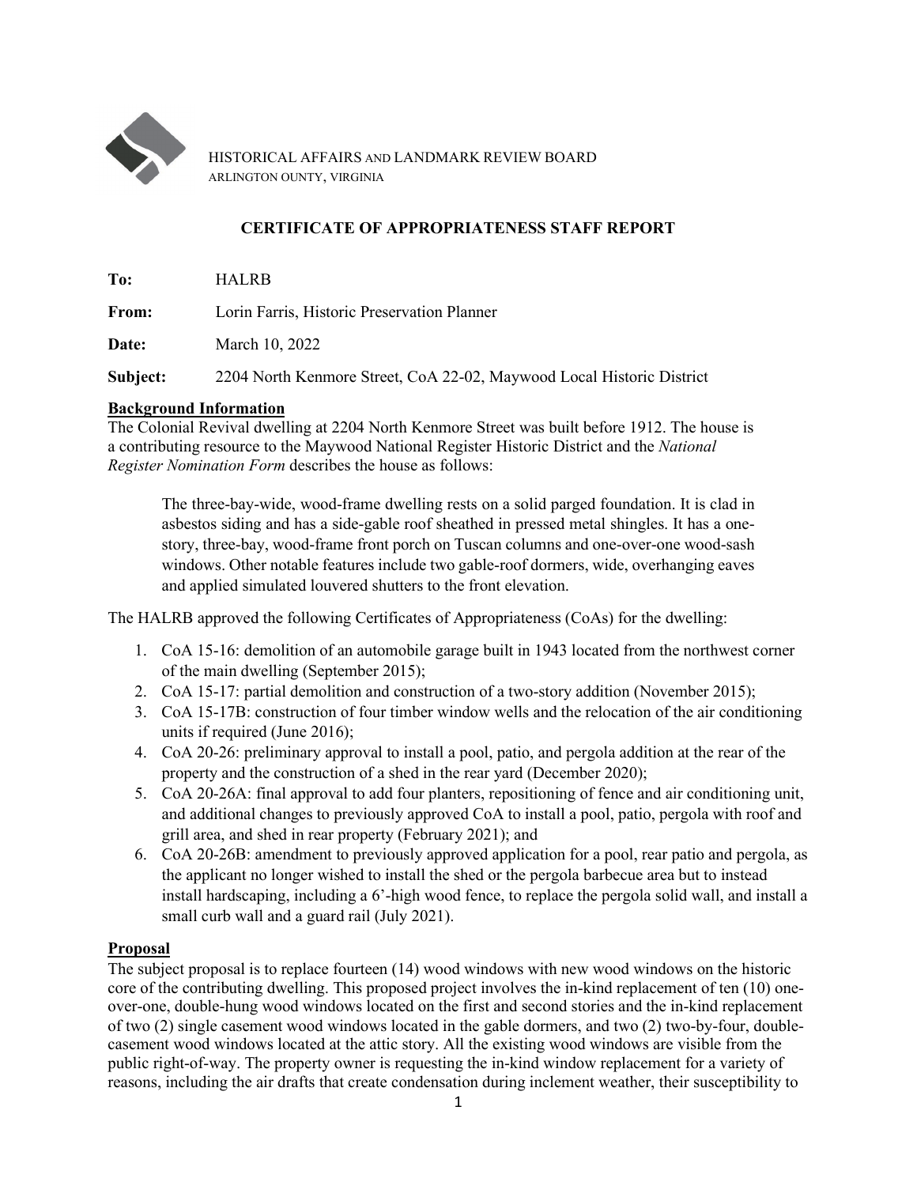HISTORICAL AFFAIRS AND LANDMARK REVIEW BOARD
ARLINGTON OUNTY, VIRGINIA

**CERTIFICATE OF APPROPRIATENESS STAFF REPORT**

**To:** HALRB

**From:** Lorin Farris, Historic Preservation Planner

**Date:** March 10, 2022

**Subject:** 2204 North Kenmore Street, CoA 22-02, Maywood Local Historic District

## Background Information

The Colonial Revival dwelling at 2204 North Kenmore Street was built before 1912. The house is a contributing resource to the Maywood National Register Historic District and the *National Register Nomination Form* describes the house as follows:

> The three-bay-wide, wood-frame dwelling rests on a solid parged foundation. It is clad in asbestos siding and has a side-gable roof sheathed in pressed metal shingles. It has a one-story, three-bay, wood-frame front porch on Tuscan columns and one-over-one wood-sash windows. Other notable features include two gable-roof dormers, wide, overhanging eaves and applied simulated louvered shutters to the front elevation.

The HALRB approved the following Certificates of Appropriateness (CoAs) for the dwelling:

1. CoA 15-16: demolition of an automobile garage built in 1943 located from the northwest corner of the main dwelling (September 2015);
2. CoA 15-17: partial demolition and construction of a two-story addition (November 2015);
3. CoA 15-17B: construction of four timber window wells and the relocation of the air conditioning units if required (June 2016);
4. CoA 20-26: preliminary approval to install a pool, patio, and pergola addition at the rear of the property and the construction of a shed in the rear yard (December 2020);
5. CoA 20-26A: final approval to add four planters, repositioning of fence and air conditioning unit, and additional changes to previously approved CoA to install a pool, patio, pergola with roof and grill area, and shed in rear property (February 2021); and
6. CoA 20-26B: amendment to previously approved application for a pool, rear patio and pergola, as the applicant no longer wished to install the shed or the pergola barbecue area but to instead install hardscaping, including a 6'-high wood fence, to replace the pergola solid wall, and install a small curb wall and a guard rail (July 2021).

## Proposal

The subject proposal is to replace fourteen (14) wood windows with new wood windows on the historic core of the contributing dwelling. This proposed project involves the in-kind replacement of ten (10) one-over-one, double-hung wood windows located on the first and second stories and the in-kind replacement of two (2) single casement wood windows located in the gable dormers, and two (2) two-by-four, double-casement wood windows located at the attic story. All the existing wood windows are visible from the public right-of-way. The property owner is requesting the in-kind window replacement for a variety of reasons, including the air drafts that create condensation during inclement weather, their susceptibility to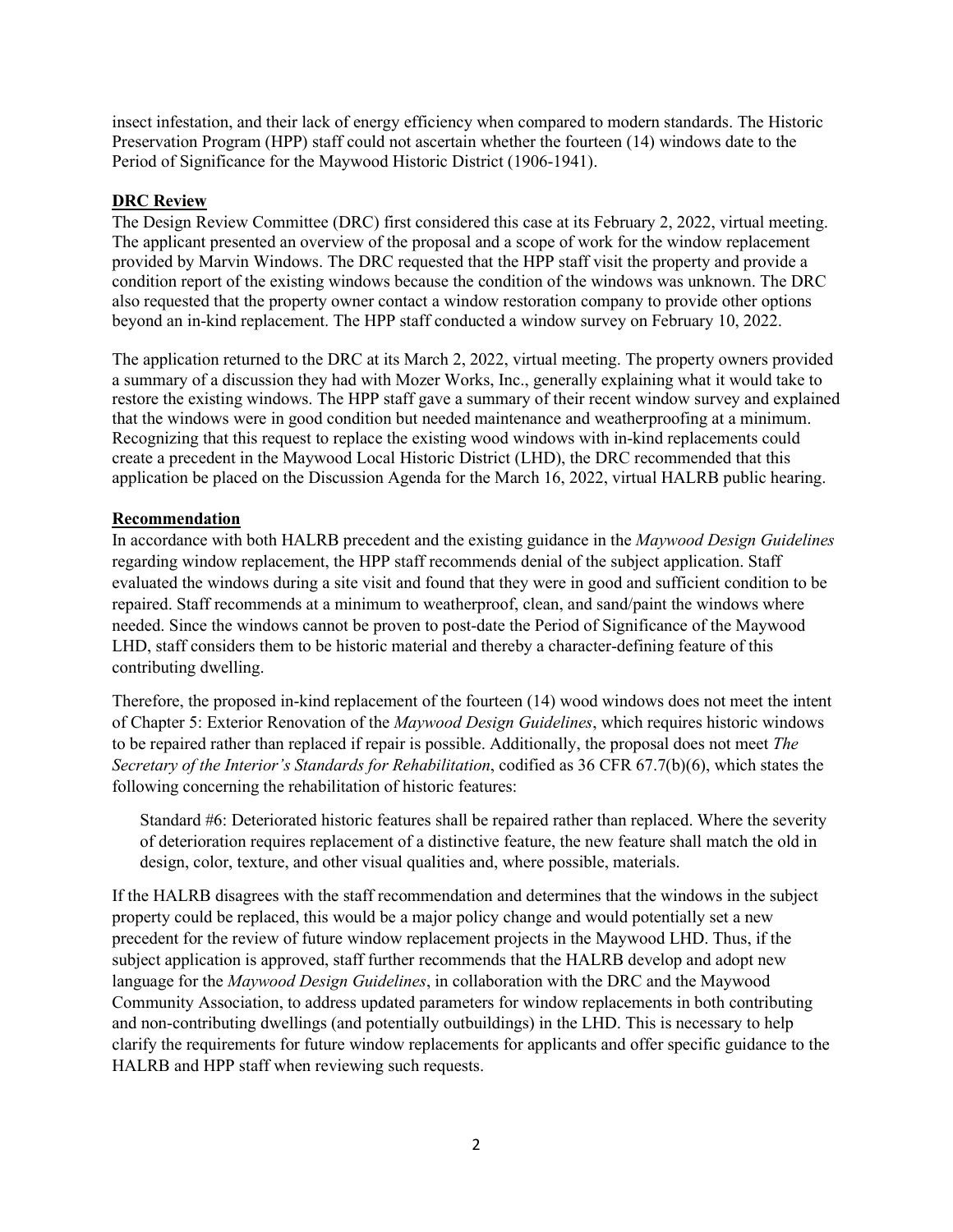insect infestation, and their lack of energy efficiency when compared to modern standards. The Historic Preservation Program (HPP) staff could not ascertain whether the fourteen (14) windows date to the Period of Significance for the Maywood Historic District (1906-1941).

**DRC Review**

The Design Review Committee (DRC) first considered this case at its February 2, 2022, virtual meeting. The applicant presented an overview of the proposal and a scope of work for the window replacement provided by Marvin Windows. The DRC requested that the HPP staff visit the property and provide a condition report of the existing windows because the condition of the windows was unknown. The DRC also requested that the property owner contact a window restoration company to provide other options beyond an in-kind replacement. The HPP staff conducted a window survey on February 10, 2022.

The application returned to the DRC at its March 2, 2022, virtual meeting. The property owners provided a summary of a discussion they had with Mozer Works, Inc., generally explaining what it would take to restore the existing windows. The HPP staff gave a summary of their recent window survey and explained that the windows were in good condition but needed maintenance and weatherproofing at a minimum. Recognizing that this request to replace the existing wood windows with in-kind replacements could create a precedent in the Maywood Local Historic District (LHD), the DRC recommended that this application be placed on the Discussion Agenda for the March 16, 2022, virtual HALRB public hearing.

**Recommendation**

In accordance with both HALRB precedent and the existing guidance in the *Maywood Design Guidelines* regarding window replacement, the HPP staff recommends denial of the subject application. Staff evaluated the windows during a site visit and found that they were in good and sufficient condition to be repaired. Staff recommends at a minimum to weatherproof, clean, and sand/paint the windows where needed. Since the windows cannot be proven to post-date the Period of Significance of the Maywood LHD, staff considers them to be historic material and thereby a character-defining feature of this contributing dwelling.

Therefore, the proposed in-kind replacement of the fourteen (14) wood windows does not meet the intent of Chapter 5: Exterior Renovation of the *Maywood Design Guidelines*, which requires historic windows to be repaired rather than replaced if repair is possible. Additionally, the proposal does not meet *The Secretary of the Interior's Standards for Rehabilitation*, codified as 36 CFR 67.7(b)(6), which states the following concerning the rehabilitation of historic features:

> Standard #6: Deteriorated historic features shall be repaired rather than replaced. Where the severity of deterioration requires replacement of a distinctive feature, the new feature shall match the old in design, color, texture, and other visual qualities and, where possible, materials.

If the HALRB disagrees with the staff recommendation and determines that the windows in the subject property could be replaced, this would be a major policy change and would potentially set a new precedent for the review of future window replacement projects in the Maywood LHD. Thus, if the subject application is approved, staff further recommends that the HALRB develop and adopt new language for the *Maywood Design Guidelines*, in collaboration with the DRC and the Maywood Community Association, to address updated parameters for window replacements in both contributing and non-contributing dwellings (and potentially outbuildings) in the LHD. This is necessary to help clarify the requirements for future window replacements for applicants and offer specific guidance to the HALRB and HPP staff when reviewing such requests.